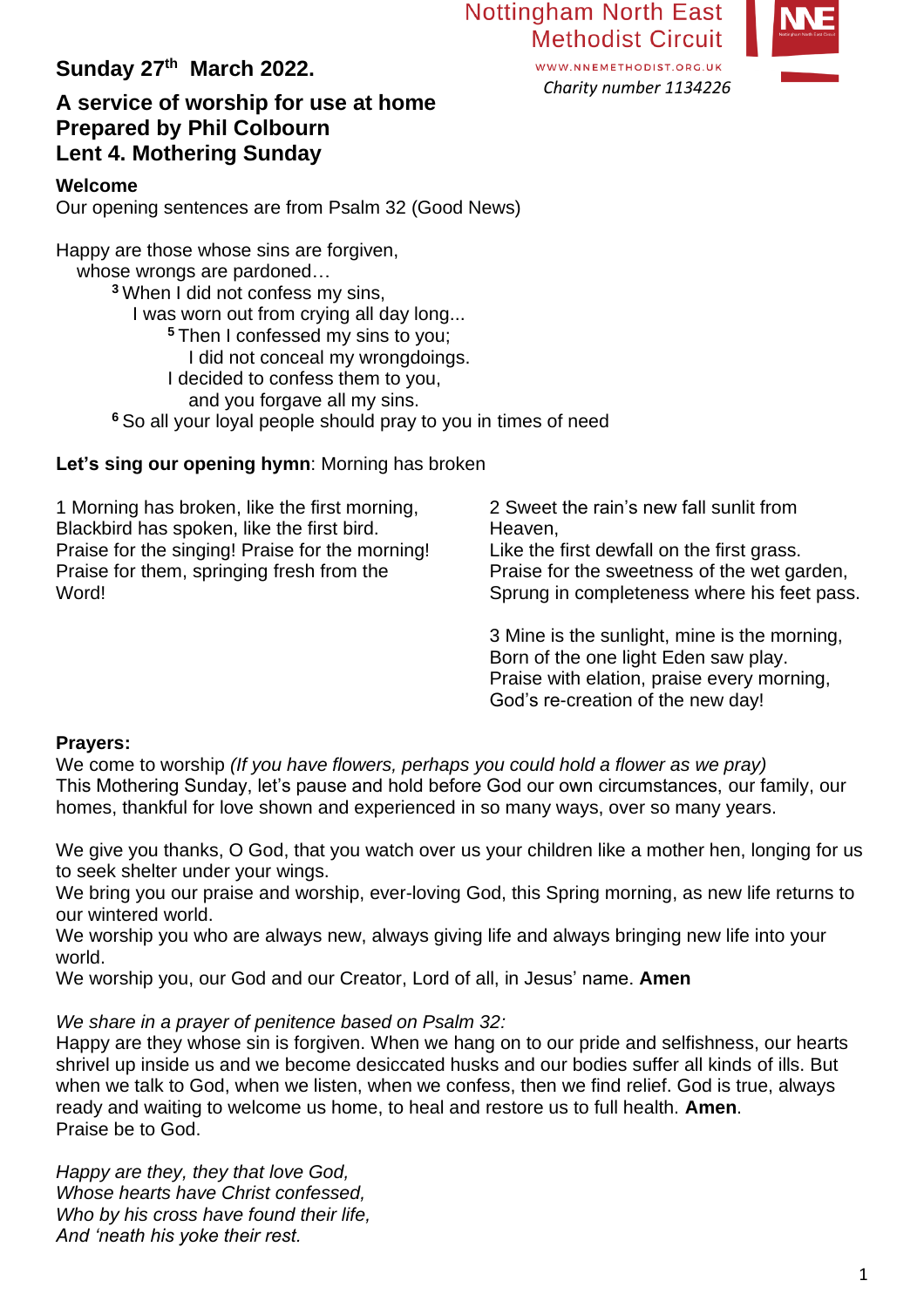Nottingham North East Methodist Circuit
WWW.NNEMETHODIST.ORG.UK
*Charity number 1134226*

**Sunday 27th March 2022.**

## A service of worship for use at home
## Prepared by Phil Colbourn
## Lent 4. Mothering Sunday

**Welcome**
Our opening sentences are from Psalm 32 (Good News)

Happy are those whose sins are forgiven,
whose wrongs are pardoned…
[3] When I did not confess my sins,
I was worn out from crying all day long...
[5] Then I confessed my sins to you;
I did not conceal my wrongdoings.
I decided to confess them to you,
and you forgave all my sins.
[6] So all your loyal people should pray to you in times of need

**Let's sing our opening hymn**: Morning has broken

1 Morning has broken, like the first morning,
Blackbird has spoken, like the first bird.
Praise for the singing! Praise for the morning!
Praise for them, springing fresh from the Word!

2 Sweet the rain's new fall sunlit from Heaven,
Like the first dewfall on the first grass.
Praise for the sweetness of the wet garden,
Sprung in completeness where his feet pass.

3 Mine is the sunlight, mine is the morning,
Born of the one light Eden saw play.
Praise with elation, praise every morning,
God's re-creation of the new day!

**Prayers:**
We come to worship *(If you have flowers, perhaps you could hold a flower as we pray)*
This Mothering Sunday, let's pause and hold before God our own circumstances, our family, our homes, thankful for love shown and experienced in so many ways, over so many years.

We give you thanks, O God, that you watch over us your children like a mother hen, longing for us to seek shelter under your wings.
We bring you our praise and worship, ever-loving God, this Spring morning, as new life returns to our wintered world.
We worship you who are always new, always giving life and always bringing new life into your world.
We worship you, our God and our Creator, Lord of all, in Jesus' name. **Amen**

*We share in a prayer of penitence based on Psalm 32:*
Happy are they whose sin is forgiven. When we hang on to our pride and selfishness, our hearts shrivel up inside us and we become desiccated husks and our bodies suffer all kinds of ills. But when we talk to God, when we listen, when we confess, then we find relief. God is true, always ready and waiting to welcome us home, to heal and restore us to full health. **Amen**.
Praise be to God.

*Happy are they, they that love God,*
*Whose hearts have Christ confessed,*
*Who by his cross have found their life,*
*And 'neath his yoke their rest.*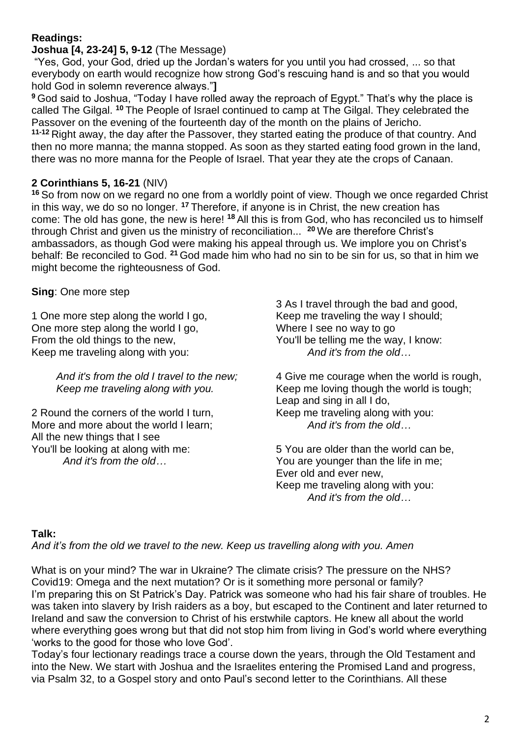**Readings:**

**Joshua [4, 23-24] 5, 9-12** (The Message)

"Yes, God, your God, dried up the Jordan's waters for you until you had crossed, ... so that everybody on earth would recognize how strong God's rescuing hand is and so that you would hold God in solemn reverence always."**]**

**9** God said to Joshua, "Today I have rolled away the reproach of Egypt." That's why the place is called The Gilgal. **10** The People of Israel continued to camp at The Gilgal. They celebrated the Passover on the evening of the fourteenth day of the month on the plains of Jericho.

**11-12** Right away, the day after the Passover, they started eating the produce of that country. And then no more manna; the manna stopped. As soon as they started eating food grown in the land, there was no more manna for the People of Israel. That year they ate the crops of Canaan.

**2 Corinthians 5, 16-21** (NIV)

**16** So from now on we regard no one from a worldly point of view. Though we once regarded Christ in this way, we do so no longer. **17** Therefore, if anyone is in Christ, the new creation has come: The old has gone, the new is here! **18** All this is from God, who has reconciled us to himself through Christ and given us the ministry of reconciliation... **20** We are therefore Christ's ambassadors, as though God were making his appeal through us. We implore you on Christ's behalf: Be reconciled to God. **21** God made him who had no sin to be sin for us, so that in him we might become the righteousness of God.

**Sing**: One more step

1 One more step along the world I go,
One more step along the world I go,
From the old things to the new,
Keep me traveling along with you:

*And it's from the old I travel to the new;*
*Keep me traveling along with you.*

2 Round the corners of the world I turn,
More and more about the world I learn;
All the new things that I see
You'll be looking at along with me:
*And it's from the old…*

3 As I travel through the bad and good,
Keep me traveling the way I should;
Where I see no way to go
You'll be telling me the way, I know:
*And it's from the old…*

4 Give me courage when the world is rough,
Keep me loving though the world is tough;
Leap and sing in all I do,
Keep me traveling along with you:
*And it's from the old…*

5 You are older than the world can be,
You are younger than the life in me;
Ever old and ever new,
Keep me traveling along with you:
*And it's from the old…*

**Talk:**

*And it's from the old we travel to the new. Keep us travelling along with you. Amen*

What is on your mind? The war in Ukraine? The climate crisis? The pressure on the NHS? Covid19: Omega and the next mutation? Or is it something more personal or family?
I'm preparing this on St Patrick's Day. Patrick was someone who had his fair share of troubles. He was taken into slavery by Irish raiders as a boy, but escaped to the Continent and later returned to Ireland and saw the conversion to Christ of his erstwhile captors. He knew all about the world where everything goes wrong but that did not stop him from living in God's world where everything 'works to the good for those who love God'.
Today's four lectionary readings trace a course down the years, through the Old Testament and into the New. We start with Joshua and the Israelites entering the Promised Land and progress, via Psalm 32, to a Gospel story and onto Paul's second letter to the Corinthians. All these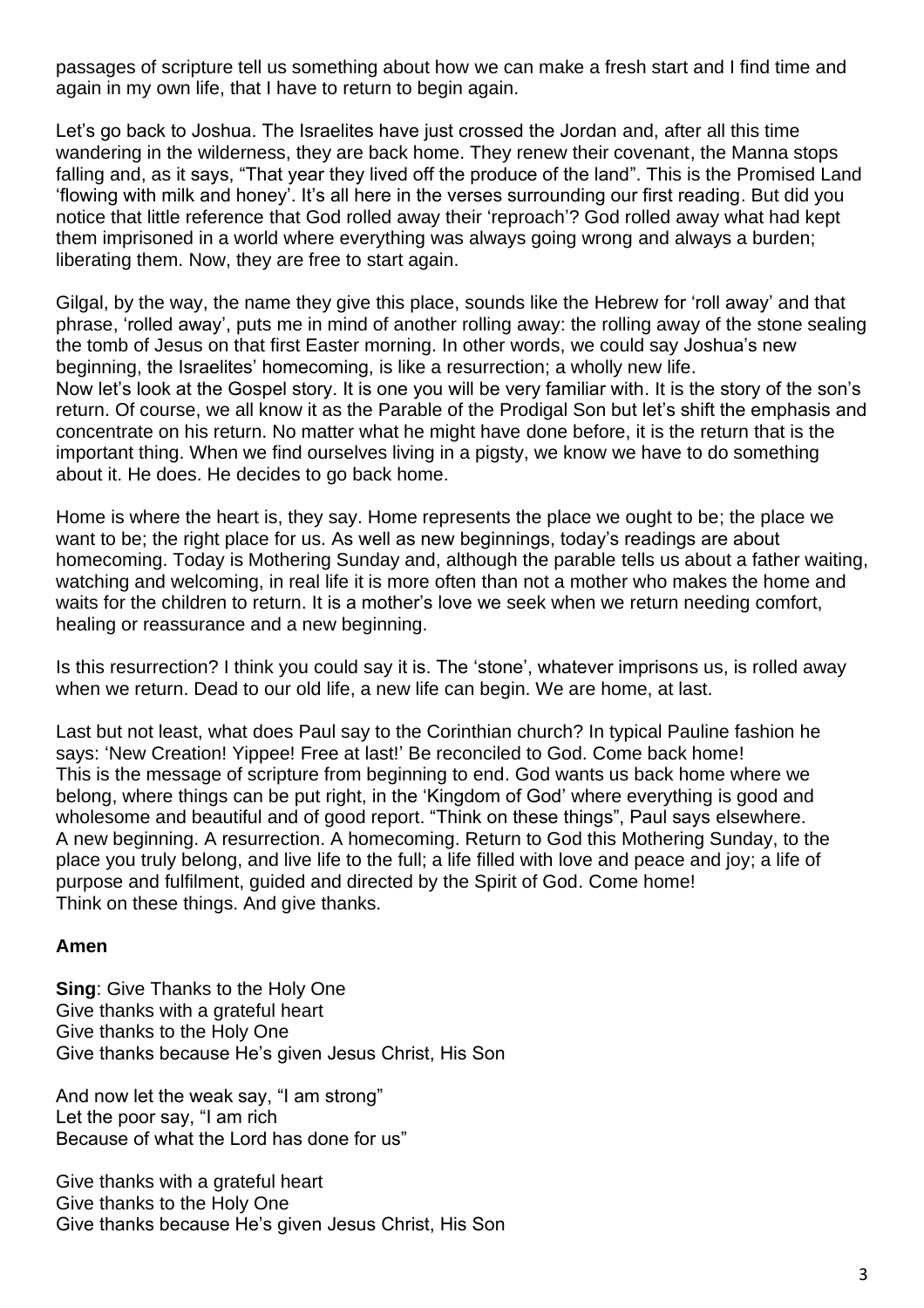passages of scripture tell us something about how we can make a fresh start and I find time and again in my own life, that I have to return to begin again.

Let's go back to Joshua. The Israelites have just crossed the Jordan and, after all this time wandering in the wilderness, they are back home. They renew their covenant, the Manna stops falling and, as it says, "That year they lived off the produce of the land". This is the Promised Land 'flowing with milk and honey'. It's all here in the verses surrounding our first reading. But did you notice that little reference that God rolled away their 'reproach'? God rolled away what had kept them imprisoned in a world where everything was always going wrong and always a burden; liberating them. Now, they are free to start again.

Gilgal, by the way, the name they give this place, sounds like the Hebrew for 'roll away' and that phrase, 'rolled away', puts me in mind of another rolling away: the rolling away of the stone sealing the tomb of Jesus on that first Easter morning. In other words, we could say Joshua's new beginning, the Israelites' homecoming, is like a resurrection; a wholly new life.
Now let's look at the Gospel story. It is one you will be very familiar with. It is the story of the son's return. Of course, we all know it as the Parable of the Prodigal Son but let's shift the emphasis and concentrate on his return. No matter what he might have done before, it is the return that is the important thing. When we find ourselves living in a pigsty, we know we have to do something about it. He does. He decides to go back home.

Home is where the heart is, they say. Home represents the place we ought to be; the place we want to be; the right place for us. As well as new beginnings, today's readings are about homecoming. Today is Mothering Sunday and, although the parable tells us about a father waiting, watching and welcoming, in real life it is more often than not a mother who makes the home and waits for the children to return. It is a mother's love we seek when we return needing comfort, healing or reassurance and a new beginning.

Is this resurrection? I think you could say it is. The 'stone', whatever imprisons us, is rolled away when we return. Dead to our old life, a new life can begin. We are home, at last.

Last but not least, what does Paul say to the Corinthian church? In typical Pauline fashion he says: 'New Creation! Yippee! Free at last!' Be reconciled to God. Come back home!
This is the message of scripture from beginning to end. God wants us back home where we belong, where things can be put right, in the 'Kingdom of God' where everything is good and wholesome and beautiful and of good report. "Think on these things", Paul says elsewhere.
A new beginning. A resurrection. A homecoming. Return to God this Mothering Sunday, to the place you truly belong, and live life to the full; a life filled with love and peace and joy; a life of purpose and fulfilment, guided and directed by the Spirit of God. Come home!
Think on these things. And give thanks.

**Amen**

**Sing**: Give Thanks to the Holy One
Give thanks with a grateful heart
Give thanks to the Holy One
Give thanks because He's given Jesus Christ, His Son

And now let the weak say, "I am strong"
Let the poor say, "I am rich
Because of what the Lord has done for us"

Give thanks with a grateful heart
Give thanks to the Holy One
Give thanks because He's given Jesus Christ, His Son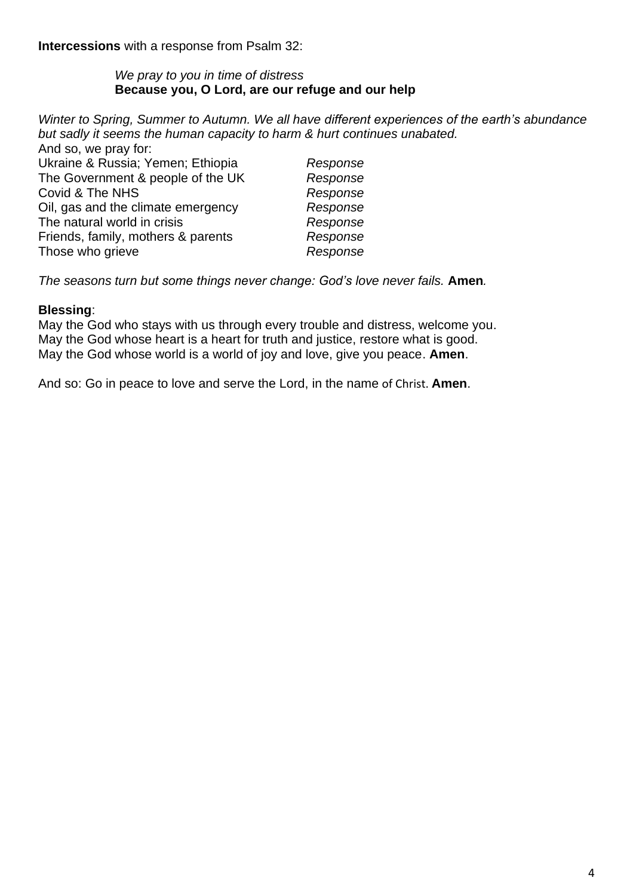**Intercessions** with a response from Psalm 32:

*We pray to you in time of distress*
**Because you, O Lord, are our refuge and our help**

*Winter to Spring, Summer to Autumn. We all have different experiences of the earth's abundance but sadly it seems the human capacity to harm & hurt continues unabated.*

And so, we pray for:

| | |
|---|---|
| Ukraine & Russia; Yemen; Ethiopia | *Response* |
| The Government & people of the UK | *Response* |
| Covid & The NHS | *Response* |
| Oil, gas and the climate emergency | *Response* |
| The natural world in crisis | *Response* |
| Friends, family, mothers & parents | *Response* |
| Those who grieve | *Response* |

*The seasons turn but some things never change: God's love never fails.* **Amen***.*

**Blessing**:

May the God who stays with us through every trouble and distress, welcome you.
May the God whose heart is a heart for truth and justice, restore what is good.
May the God whose world is a world of joy and love, give you peace. **Amen**.

And so: Go in peace to love and serve the Lord, in the name of Christ. **Amen**.